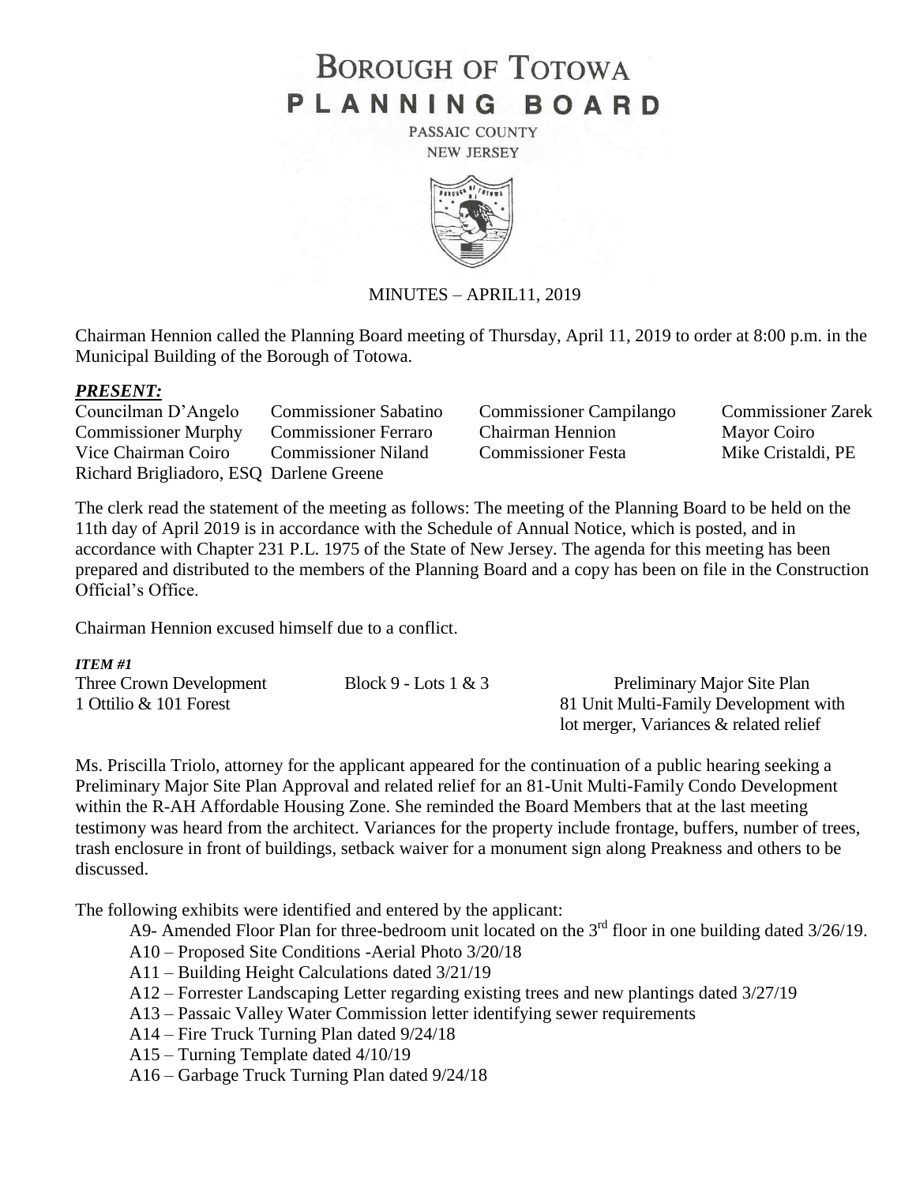# BOROUGH OF TOTOWA
# PLANNING BOARD

PASSAIC COUNTY
NEW JERSEY

MINUTES – APRIL11, 2019

Chairman Hennion called the Planning Board meeting of Thursday, April 11, 2019 to order at 8:00 p.m. in the Municipal Building of the Borough of Totowa.

***PRESENT:***

| | | | |
|---|---|---|---|
| Councilman D'Angelo | Commissioner Sabatino | Commissioner Campilango | Commissioner Zarek |
| Commissioner Murphy | Commissioner Ferraro | Chairman Hennion | Mayor Coiro |
| Vice Chairman Coiro | Commissioner Niland | Commissioner Festa | Mike Cristaldi, PE |
| Richard Brigliadoro, ESQ | Darlene Greene | | |

The clerk read the statement of the meeting as follows: The meeting of the Planning Board to be held on the 11th day of April 2019 is in accordance with the Schedule of Annual Notice, which is posted, and in accordance with Chapter 231 P.L. 1975 of the State of New Jersey. The agenda for this meeting has been prepared and distributed to the members of the Planning Board and a copy has been on file in the Construction Official's Office.

Chairman Hennion excused himself due to a conflict.

***ITEM #1***

| | | |
|---|---|---|
| Three Crown Development | Block 9 - Lots 1 & 3 | Preliminary Major Site Plan |
| 1 Ottilio & 101 Forest | | 81 Unit Multi-Family Development with lot merger, Variances & related relief |

Ms. Priscilla Triolo, attorney for the applicant appeared for the continuation of a public hearing seeking a Preliminary Major Site Plan Approval and related relief for an 81-Unit Multi-Family Condo Development within the R-AH Affordable Housing Zone. She reminded the Board Members that at the last meeting testimony was heard from the architect. Variances for the property include frontage, buffers, number of trees, trash enclosure in front of buildings, setback waiver for a monument sign along Preakness and others to be discussed.

The following exhibits were identified and entered by the applicant:

- A9- Amended Floor Plan for three-bedroom unit located on the 3rd floor in one building dated 3/26/19.
- A10 – Proposed Site Conditions -Aerial Photo 3/20/18
- A11 – Building Height Calculations dated 3/21/19
- A12 – Forrester Landscaping Letter regarding existing trees and new plantings dated 3/27/19
- A13 – Passaic Valley Water Commission letter identifying sewer requirements
- A14 – Fire Truck Turning Plan dated 9/24/18
- A15 – Turning Template dated 4/10/19
- A16 – Garbage Truck Turning Plan dated 9/24/18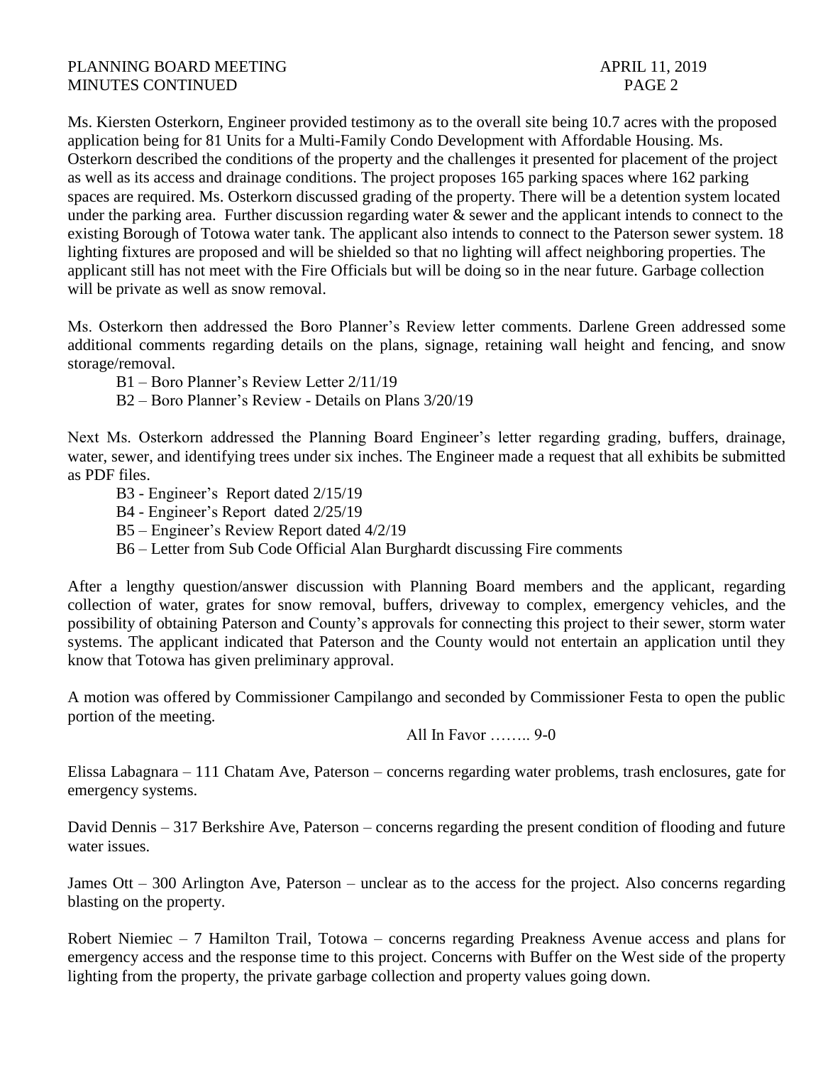Ms. Kiersten Osterkorn, Engineer provided testimony as to the overall site being 10.7 acres with the proposed application being for 81 Units for a Multi-Family Condo Development with Affordable Housing. Ms. Osterkorn described the conditions of the property and the challenges it presented for placement of the project as well as its access and drainage conditions. The project proposes 165 parking spaces where 162 parking spaces are required. Ms. Osterkorn discussed grading of the property. There will be a detention system located under the parking area. Further discussion regarding water & sewer and the applicant intends to connect to the existing Borough of Totowa water tank. The applicant also intends to connect to the Paterson sewer system. 18 lighting fixtures are proposed and will be shielded so that no lighting will affect neighboring properties. The applicant still has not meet with the Fire Officials but will be doing so in the near future. Garbage collection will be private as well as snow removal.

Ms. Osterkorn then addressed the Boro Planner's Review letter comments. Darlene Green addressed some additional comments regarding details on the plans, signage, retaining wall height and fencing, and snow storage/removal.

B1 – Boro Planner's Review Letter 2/11/19

B2 – Boro Planner's Review - Details on Plans 3/20/19

Next Ms. Osterkorn addressed the Planning Board Engineer's letter regarding grading, buffers, drainage, water, sewer, and identifying trees under six inches. The Engineer made a request that all exhibits be submitted as PDF files.

B3 - Engineer's Report dated 2/15/19

B4 - Engineer's Report dated 2/25/19

B5 – Engineer's Review Report dated 4/2/19

B6 – Letter from Sub Code Official Alan Burghardt discussing Fire comments

After a lengthy question/answer discussion with Planning Board members and the applicant, regarding collection of water, grates for snow removal, buffers, driveway to complex, emergency vehicles, and the possibility of obtaining Paterson and County's approvals for connecting this project to their sewer, storm water systems. The applicant indicated that Paterson and the County would not entertain an application until they know that Totowa has given preliminary approval.

A motion was offered by Commissioner Campilango and seconded by Commissioner Festa to open the public portion of the meeting.

All In Favor …….. 9-0

Elissa Labagnara – 111 Chatam Ave, Paterson – concerns regarding water problems, trash enclosures, gate for emergency systems.

David Dennis – 317 Berkshire Ave, Paterson – concerns regarding the present condition of flooding and future water issues.

James Ott – 300 Arlington Ave, Paterson – unclear as to the access for the project. Also concerns regarding blasting on the property.

Robert Niemiec – 7 Hamilton Trail, Totowa – concerns regarding Preakness Avenue access and plans for emergency access and the response time to this project. Concerns with Buffer on the West side of the property lighting from the property, the private garbage collection and property values going down.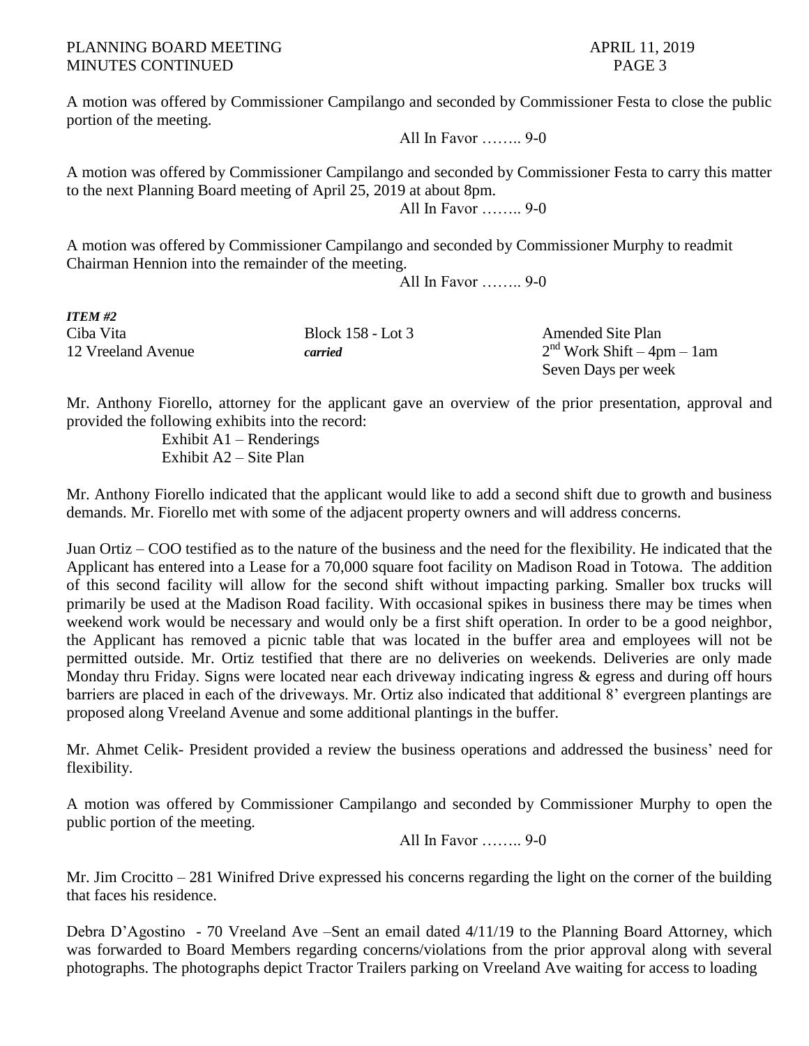A motion was offered by Commissioner Campilango and seconded by Commissioner Festa to close the public portion of the meeting.

All In Favor …….. 9-0

A motion was offered by Commissioner Campilango and seconded by Commissioner Festa to carry this matter to the next Planning Board meeting of April 25, 2019 at about 8pm.

All In Favor …….. 9-0

A motion was offered by Commissioner Campilango and seconded by Commissioner Murphy to readmit Chairman Hennion into the remainder of the meeting.

All In Favor …….. 9-0

***ITEM #2***

| | | |
|---|---|---|
| Ciba Vita | Block 158 - Lot 3 | Amended Site Plan |
| 12 Vreeland Avenue | ***carried*** | 2nd Work Shift – 4pm – 1am |
| | | Seven Days per week |

Mr. Anthony Fiorello, attorney for the applicant gave an overview of the prior presentation, approval and provided the following exhibits into the record:

Exhibit A1 – Renderings
Exhibit A2 – Site Plan

Mr. Anthony Fiorello indicated that the applicant would like to add a second shift due to growth and business demands. Mr. Fiorello met with some of the adjacent property owners and will address concerns.

Juan Ortiz – COO testified as to the nature of the business and the need for the flexibility. He indicated that the Applicant has entered into a Lease for a 70,000 square foot facility on Madison Road in Totowa. The addition of this second facility will allow for the second shift without impacting parking. Smaller box trucks will primarily be used at the Madison Road facility. With occasional spikes in business there may be times when weekend work would be necessary and would only be a first shift operation. In order to be a good neighbor, the Applicant has removed a picnic table that was located in the buffer area and employees will not be permitted outside. Mr. Ortiz testified that there are no deliveries on weekends. Deliveries are only made Monday thru Friday. Signs were located near each driveway indicating ingress & egress and during off hours barriers are placed in each of the driveways. Mr. Ortiz also indicated that additional 8' evergreen plantings are proposed along Vreeland Avenue and some additional plantings in the buffer.

Mr. Ahmet Celik- President provided a review the business operations and addressed the business' need for flexibility.

A motion was offered by Commissioner Campilango and seconded by Commissioner Murphy to open the public portion of the meeting.

All In Favor …….. 9-0

Mr. Jim Crocitto – 281 Winifred Drive expressed his concerns regarding the light on the corner of the building that faces his residence.

Debra D'Agostino - 70 Vreeland Ave –Sent an email dated 4/11/19 to the Planning Board Attorney, which was forwarded to Board Members regarding concerns/violations from the prior approval along with several photographs. The photographs depict Tractor Trailers parking on Vreeland Ave waiting for access to loading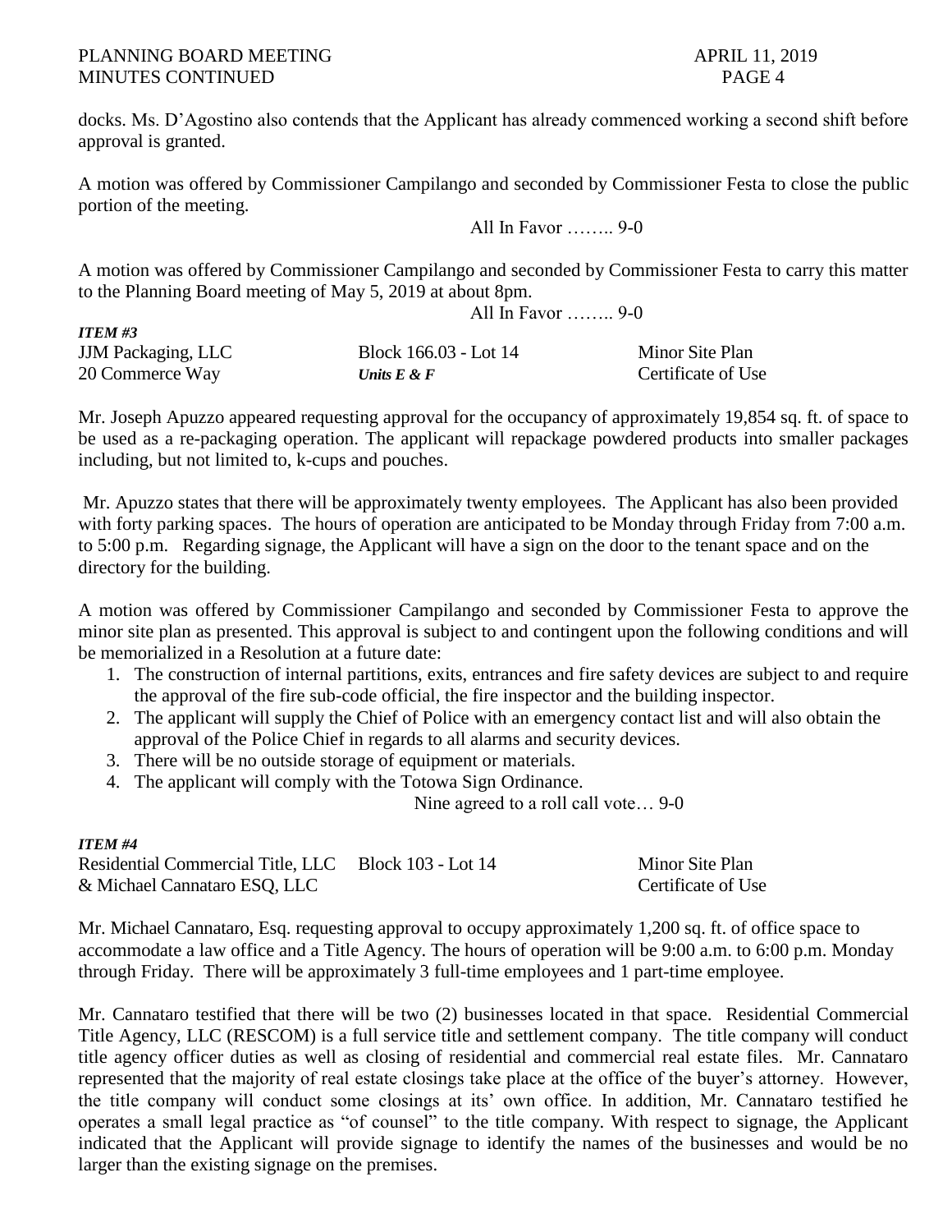docks. Ms. D'Agostino also contends that the Applicant has already commenced working a second shift before approval is granted.

A motion was offered by Commissioner Campilango and seconded by Commissioner Festa to close the public portion of the meeting.

All In Favor …….. 9-0

A motion was offered by Commissioner Campilango and seconded by Commissioner Festa to carry this matter to the Planning Board meeting of May 5, 2019 at about 8pm.

All In Favor …….. 9-0

***ITEM #3***

| | | |
|---|---|---|
| JJM Packaging, LLC | Block 166.03 - Lot 14 | Minor Site Plan |
| 20 Commerce Way | ***Units E & F*** | Certificate of Use |

Mr. Joseph Apuzzo appeared requesting approval for the occupancy of approximately 19,854 sq. ft. of space to be used as a re-packaging operation. The applicant will repackage powdered products into smaller packages including, but not limited to, k-cups and pouches.

Mr. Apuzzo states that there will be approximately twenty employees. The Applicant has also been provided with forty parking spaces. The hours of operation are anticipated to be Monday through Friday from 7:00 a.m. to 5:00 p.m. Regarding signage, the Applicant will have a sign on the door to the tenant space and on the directory for the building.

A motion was offered by Commissioner Campilango and seconded by Commissioner Festa to approve the minor site plan as presented. This approval is subject to and contingent upon the following conditions and will be memorialized in a Resolution at a future date:

1. The construction of internal partitions, exits, entrances and fire safety devices are subject to and require the approval of the fire sub-code official, the fire inspector and the building inspector.
2. The applicant will supply the Chief of Police with an emergency contact list and will also obtain the approval of the Police Chief in regards to all alarms and security devices.
3. There will be no outside storage of equipment or materials.
4. The applicant will comply with the Totowa Sign Ordinance.

Nine agreed to a roll call vote… 9-0

***ITEM #4***

| | | |
|---|---|---|
| Residential Commercial Title, LLC | Block 103 - Lot 14 | Minor Site Plan |
| & Michael Cannataro ESQ, LLC | | Certificate of Use |

Mr. Michael Cannataro, Esq. requesting approval to occupy approximately 1,200 sq. ft. of office space to accommodate a law office and a Title Agency. The hours of operation will be 9:00 a.m. to 6:00 p.m. Monday through Friday. There will be approximately 3 full-time employees and 1 part-time employee.

Mr. Cannataro testified that there will be two (2) businesses located in that space. Residential Commercial Title Agency, LLC (RESCOM) is a full service title and settlement company. The title company will conduct title agency officer duties as well as closing of residential and commercial real estate files. Mr. Cannataro represented that the majority of real estate closings take place at the office of the buyer's attorney. However, the title company will conduct some closings at its' own office. In addition, Mr. Cannataro testified he operates a small legal practice as "of counsel" to the title company. With respect to signage, the Applicant indicated that the Applicant will provide signage to identify the names of the businesses and would be no larger than the existing signage on the premises.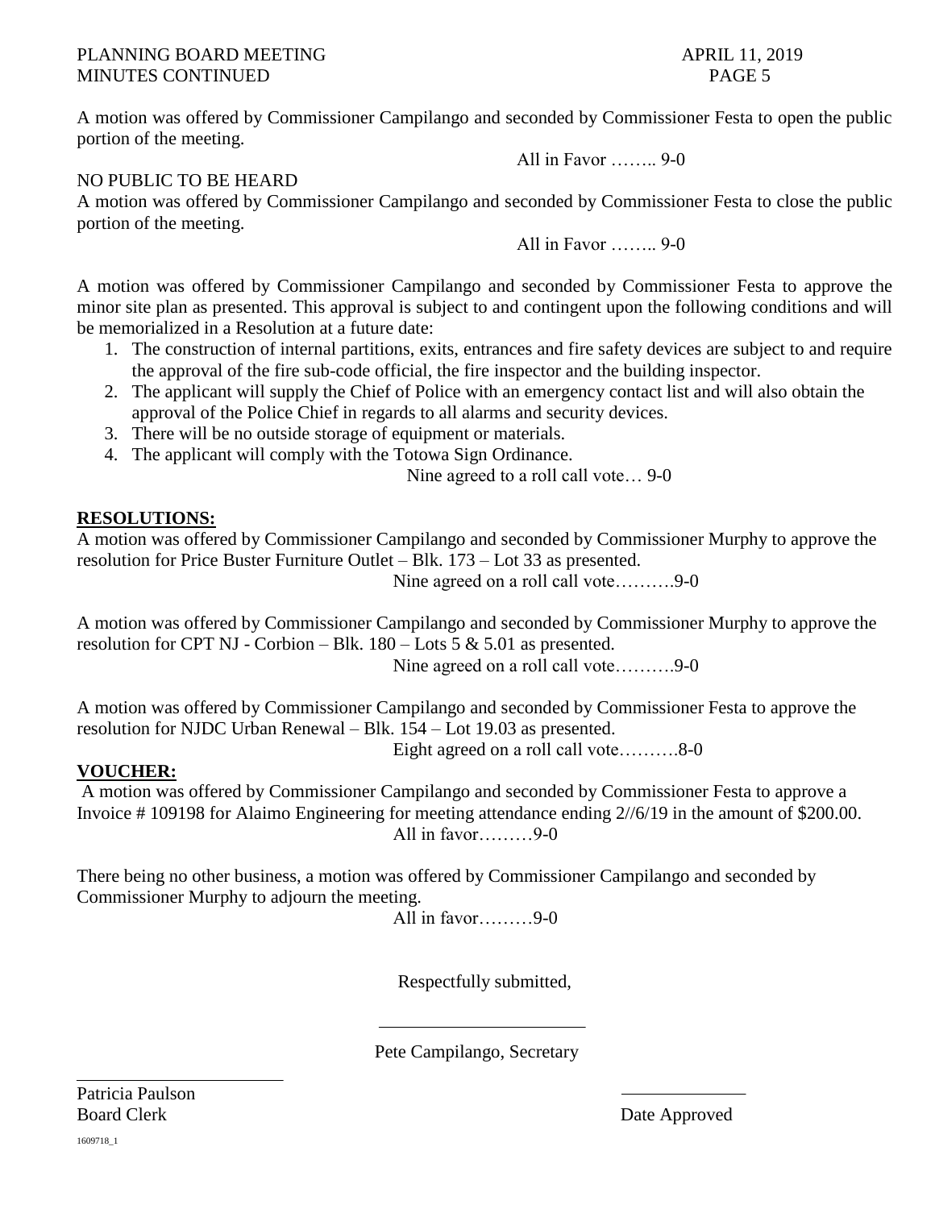A motion was offered by Commissioner Campilango and seconded by Commissioner Festa to open the public portion of the meeting.

All in Favor …….. 9-0

NO PUBLIC TO BE HEARD

A motion was offered by Commissioner Campilango and seconded by Commissioner Festa to close the public portion of the meeting.

All in Favor …….. 9-0

A motion was offered by Commissioner Campilango and seconded by Commissioner Festa to approve the minor site plan as presented. This approval is subject to and contingent upon the following conditions and will be memorialized in a Resolution at a future date:

1. The construction of internal partitions, exits, entrances and fire safety devices are subject to and require the approval of the fire sub-code official, the fire inspector and the building inspector.
2. The applicant will supply the Chief of Police with an emergency contact list and will also obtain the approval of the Police Chief in regards to all alarms and security devices.
3. There will be no outside storage of equipment or materials.
4. The applicant will comply with the Totowa Sign Ordinance.

Nine agreed to a roll call vote… 9-0

**RESOLUTIONS:**

A motion was offered by Commissioner Campilango and seconded by Commissioner Murphy to approve the resolution for Price Buster Furniture Outlet – Blk. 173 – Lot 33 as presented.

Nine agreed on a roll call vote……….9-0

A motion was offered by Commissioner Campilango and seconded by Commissioner Murphy to approve the resolution for CPT NJ - Corbion – Blk. 180 – Lots 5 & 5.01 as presented.

Nine agreed on a roll call vote……….9-0

A motion was offered by Commissioner Campilango and seconded by Commissioner Festa to approve the resolution for NJDC Urban Renewal – Blk. 154 – Lot 19.03 as presented.

Eight agreed on a roll call vote……….8-0

**VOUCHER:**

A motion was offered by Commissioner Campilango and seconded by Commissioner Festa to approve a Invoice # 109198 for Alaimo Engineering for meeting attendance ending 2//6/19 in the amount of $200.00.

All in favor………9-0

There being no other business, a motion was offered by Commissioner Campilango and seconded by Commissioner Murphy to adjourn the meeting.

All in favor………9-0

Respectfully submitted,

\_\_\_\_\_\_\_\_\_\_\_\_\_\_\_\_\_\_\_\_\_\_\_

Pete Campilango, Secretary

\_\_\_\_\_\_\_\_\_\_\_\_\_\_\_\_\_\_\_\_\_\_\_

Patricia Paulson
Board Clerk

\_\_\_\_\_\_\_\_\_\_\_\_\_

Date Approved

1609718_1